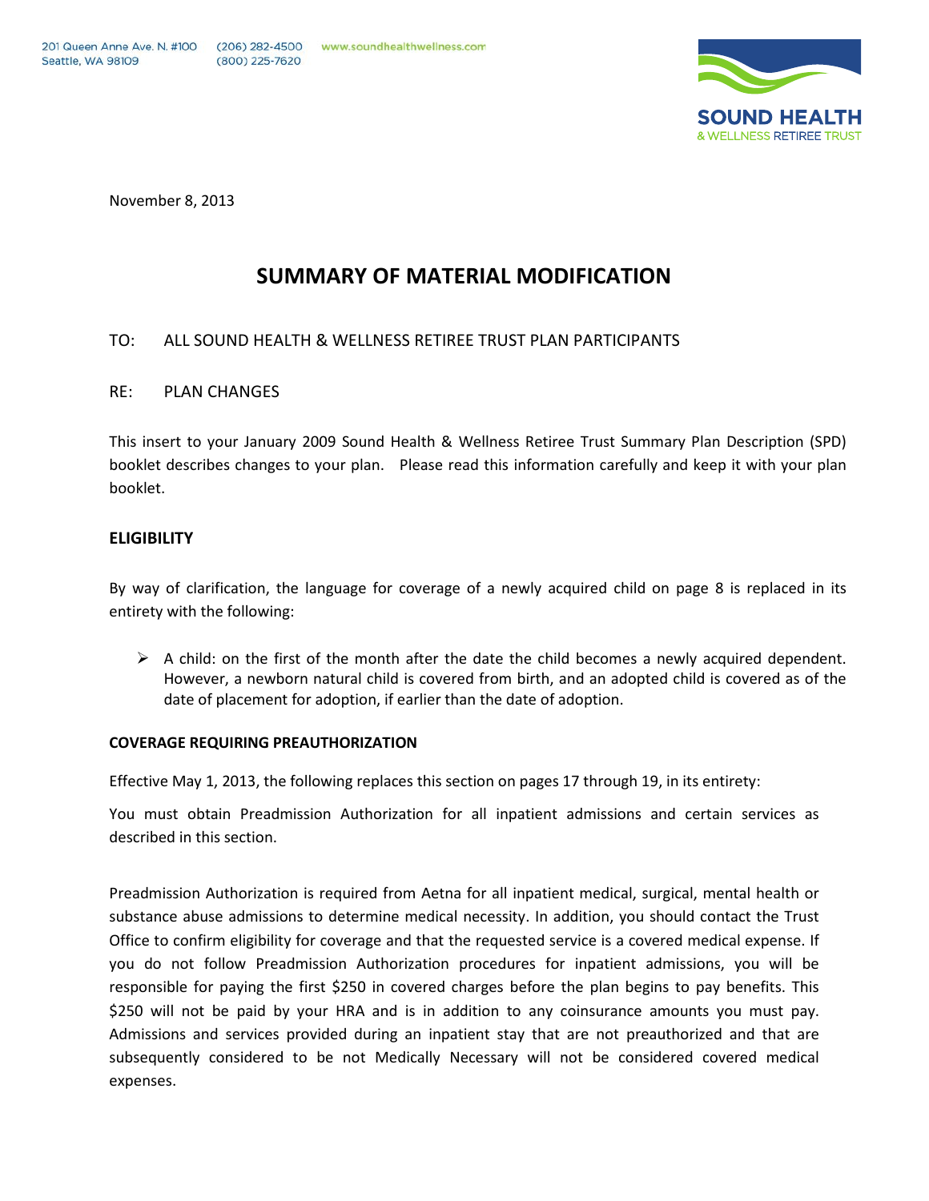201 Queen Anne Ave. N. #100
Seattle, WA 98109

(206) 282-4500
(800) 225-7620

www.soundhealthwellness.com

**SOUND HEALTH**
& WELLNESS RETIREE TRUST

November 8, 2013

# SUMMARY OF MATERIAL MODIFICATION

TO: ALL SOUND HEALTH & WELLNESS RETIREE TRUST PLAN PARTICIPANTS

RE: PLAN CHANGES

This insert to your January 2009 Sound Health & Wellness Retiree Trust Summary Plan Description (SPD) booklet describes changes to your plan. Please read this information carefully and keep it with your plan booklet.

## ELIGIBILITY

By way of clarification, the language for coverage of a newly acquired child on page 8 is replaced in its entirety with the following:

- A child: on the first of the month after the date the child becomes a newly acquired dependent. However, a newborn natural child is covered from birth, and an adopted child is covered as of the date of placement for adoption, if earlier than the date of adoption.

### COVERAGE REQUIRING PREAUTHORIZATION

Effective May 1, 2013, the following replaces this section on pages 17 through 19, in its entirety:

You must obtain Preadmission Authorization for all inpatient admissions and certain services as described in this section.

Preadmission Authorization is required from Aetna for all inpatient medical, surgical, mental health or substance abuse admissions to determine medical necessity. In addition, you should contact the Trust Office to confirm eligibility for coverage and that the requested service is a covered medical expense. If you do not follow Preadmission Authorization procedures for inpatient admissions, you will be responsible for paying the first $250 in covered charges before the plan begins to pay benefits. This $250 will not be paid by your HRA and is in addition to any coinsurance amounts you must pay. Admissions and services provided during an inpatient stay that are not preauthorized and that are subsequently considered to be not Medically Necessary will not be considered covered medical expenses.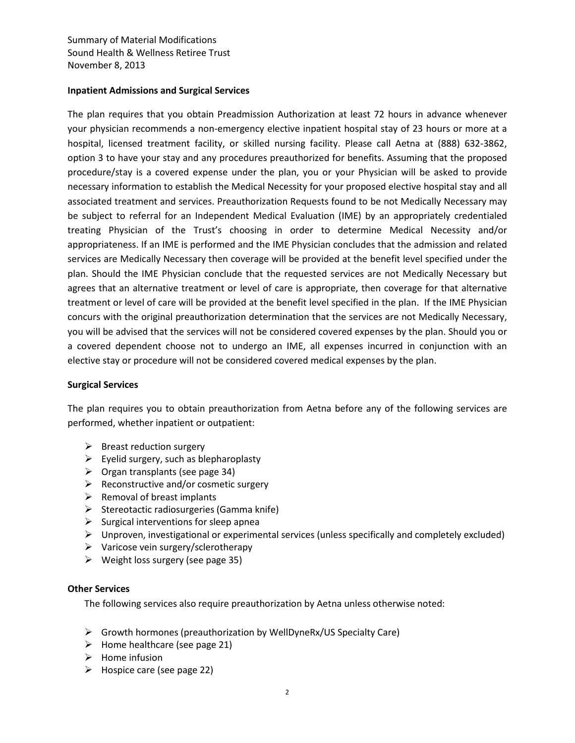## Inpatient Admissions and Surgical Services

The plan requires that you obtain Preadmission Authorization at least 72 hours in advance whenever your physician recommends a non-emergency elective inpatient hospital stay of 23 hours or more at a hospital, licensed treatment facility, or skilled nursing facility. Please call Aetna at (888) 632-3862, option 3 to have your stay and any procedures preauthorized for benefits. Assuming that the proposed procedure/stay is a covered expense under the plan, you or your Physician will be asked to provide necessary information to establish the Medical Necessity for your proposed elective hospital stay and all associated treatment and services. Preauthorization Requests found to be not Medically Necessary may be subject to referral for an Independent Medical Evaluation (IME) by an appropriately credentialed treating Physician of the Trust's choosing in order to determine Medical Necessity and/or appropriateness. If an IME is performed and the IME Physician concludes that the admission and related services are Medically Necessary then coverage will be provided at the benefit level specified under the plan. Should the IME Physician conclude that the requested services are not Medically Necessary but agrees that an alternative treatment or level of care is appropriate, then coverage for that alternative treatment or level of care will be provided at the benefit level specified in the plan. If the IME Physician concurs with the original preauthorization determination that the services are not Medically Necessary, you will be advised that the services will not be considered covered expenses by the plan. Should you or a covered dependent choose not to undergo an IME, all expenses incurred in conjunction with an elective stay or procedure will not be considered covered medical expenses by the plan.

## Surgical Services

The plan requires you to obtain preauthorization from Aetna before any of the following services are performed, whether inpatient or outpatient:

- Breast reduction surgery
- Eyelid surgery, such as blepharoplasty
- Organ transplants (see page 34)
- Reconstructive and/or cosmetic surgery
- Removal of breast implants
- Stereotactic radiosurgeries (Gamma knife)
- Surgical interventions for sleep apnea
- Unproven, investigational or experimental services (unless specifically and completely excluded)
- Varicose vein surgery/sclerotherapy
- Weight loss surgery (see page 35)

## Other Services

The following services also require preauthorization by Aetna unless otherwise noted:

- Growth hormones (preauthorization by WellDyneRx/US Specialty Care)
- Home healthcare (see page 21)
- Home infusion
- Hospice care (see page 22)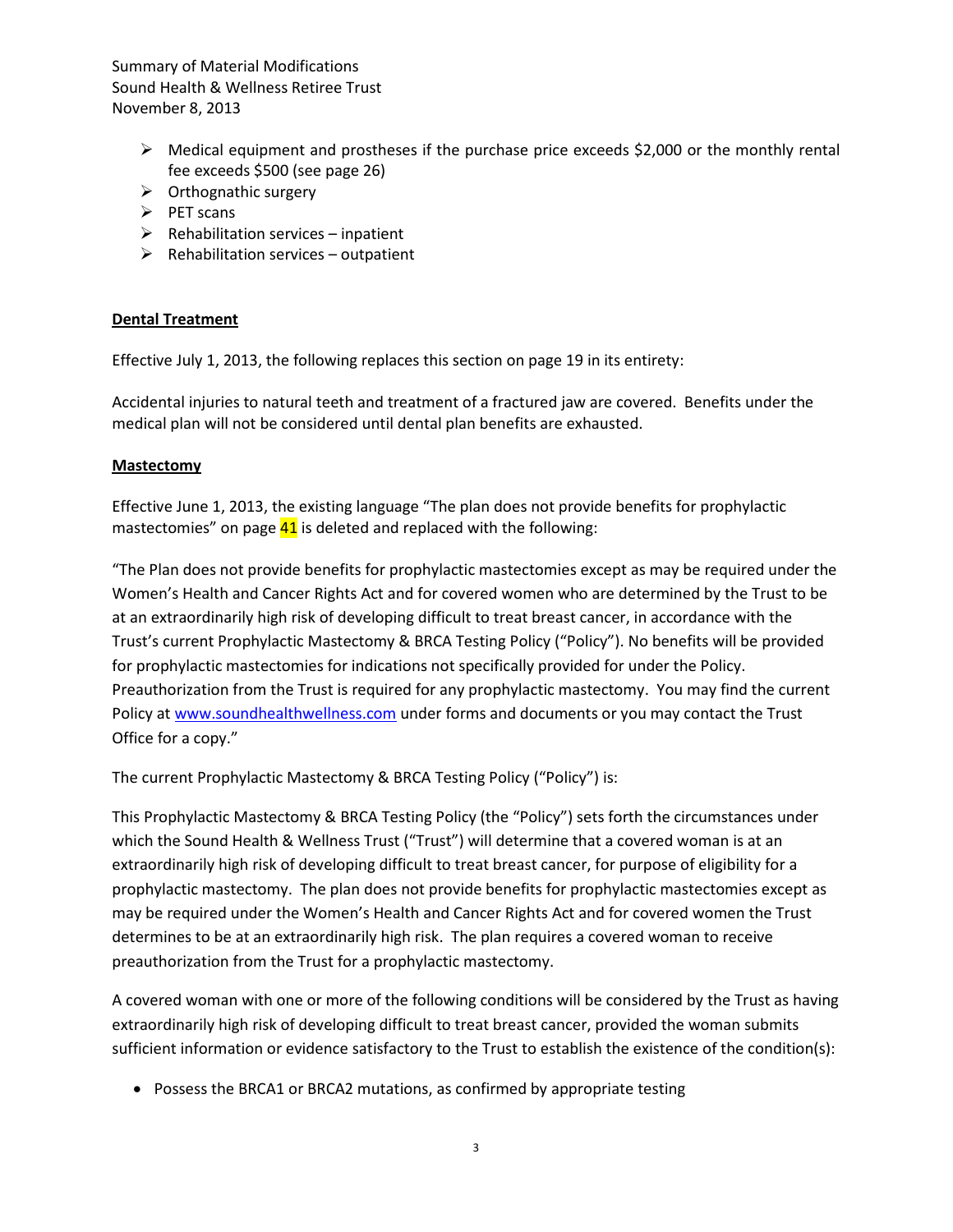- Medical equipment and prostheses if the purchase price exceeds $2,000 or the monthly rental fee exceeds $500 (see page 26)
- Orthognathic surgery
- PET scans
- Rehabilitation services – inpatient
- Rehabilitation services – outpatient

**Dental Treatment**

Effective July 1, 2013, the following replaces this section on page 19 in its entirety:

Accidental injuries to natural teeth and treatment of a fractured jaw are covered. Benefits under the medical plan will not be considered until dental plan benefits are exhausted.

**Mastectomy**

Effective June 1, 2013, the existing language "The plan does not provide benefits for prophylactic mastectomies" on page 41 is deleted and replaced with the following:

"The Plan does not provide benefits for prophylactic mastectomies except as may be required under the Women's Health and Cancer Rights Act and for covered women who are determined by the Trust to be at an extraordinarily high risk of developing difficult to treat breast cancer, in accordance with the Trust's current Prophylactic Mastectomy & BRCA Testing Policy ("Policy"). No benefits will be provided for prophylactic mastectomies for indications not specifically provided for under the Policy. Preauthorization from the Trust is required for any prophylactic mastectomy. You may find the current Policy at www.soundhealthwellness.com under forms and documents or you may contact the Trust Office for a copy."

The current Prophylactic Mastectomy & BRCA Testing Policy ("Policy") is:

This Prophylactic Mastectomy & BRCA Testing Policy (the "Policy") sets forth the circumstances under which the Sound Health & Wellness Trust ("Trust") will determine that a covered woman is at an extraordinarily high risk of developing difficult to treat breast cancer, for purpose of eligibility for a prophylactic mastectomy. The plan does not provide benefits for prophylactic mastectomies except as may be required under the Women's Health and Cancer Rights Act and for covered women the Trust determines to be at an extraordinarily high risk. The plan requires a covered woman to receive preauthorization from the Trust for a prophylactic mastectomy.

A covered woman with one or more of the following conditions will be considered by the Trust as having extraordinarily high risk of developing difficult to treat breast cancer, provided the woman submits sufficient information or evidence satisfactory to the Trust to establish the existence of the condition(s):

- Possess the BRCA1 or BRCA2 mutations, as confirmed by appropriate testing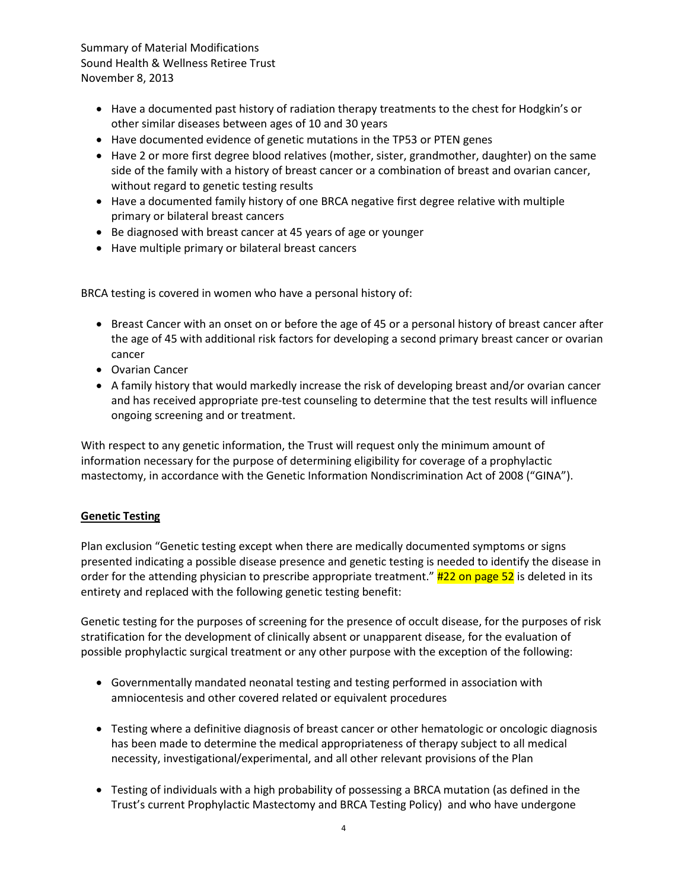- Have a documented past history of radiation therapy treatments to the chest for Hodgkin's or other similar diseases between ages of 10 and 30 years
- Have documented evidence of genetic mutations in the TP53 or PTEN genes
- Have 2 or more first degree blood relatives (mother, sister, grandmother, daughter) on the same side of the family with a history of breast cancer or a combination of breast and ovarian cancer, without regard to genetic testing results
- Have a documented family history of one BRCA negative first degree relative with multiple primary or bilateral breast cancers
- Be diagnosed with breast cancer at 45 years of age or younger
- Have multiple primary or bilateral breast cancers

BRCA testing is covered in women who have a personal history of:

- Breast Cancer with an onset on or before the age of 45 or a personal history of breast cancer after the age of 45 with additional risk factors for developing a second primary breast cancer or ovarian cancer
- Ovarian Cancer
- A family history that would markedly increase the risk of developing breast and/or ovarian cancer and has received appropriate pre-test counseling to determine that the test results will influence ongoing screening and or treatment.

With respect to any genetic information, the Trust will request only the minimum amount of information necessary for the purpose of determining eligibility for coverage of a prophylactic mastectomy, in accordance with the Genetic Information Nondiscrimination Act of 2008 ("GINA").

**Genetic Testing**

Plan exclusion "Genetic testing except when there are medically documented symptoms or signs presented indicating a possible disease presence and genetic testing is needed to identify the disease in order for the attending physician to prescribe appropriate treatment." #22 on page 52 is deleted in its entirety and replaced with the following genetic testing benefit:

Genetic testing for the purposes of screening for the presence of occult disease, for the purposes of risk stratification for the development of clinically absent or unapparent disease, for the evaluation of possible prophylactic surgical treatment or any other purpose with the exception of the following:

- Governmentally mandated neonatal testing and testing performed in association with amniocentesis and other covered related or equivalent procedures

- Testing where a definitive diagnosis of breast cancer or other hematologic or oncologic diagnosis has been made to determine the medical appropriateness of therapy subject to all medical necessity, investigational/experimental, and all other relevant provisions of the Plan

- Testing of individuals with a high probability of possessing a BRCA mutation (as defined in the Trust's current Prophylactic Mastectomy and BRCA Testing Policy) and who have undergone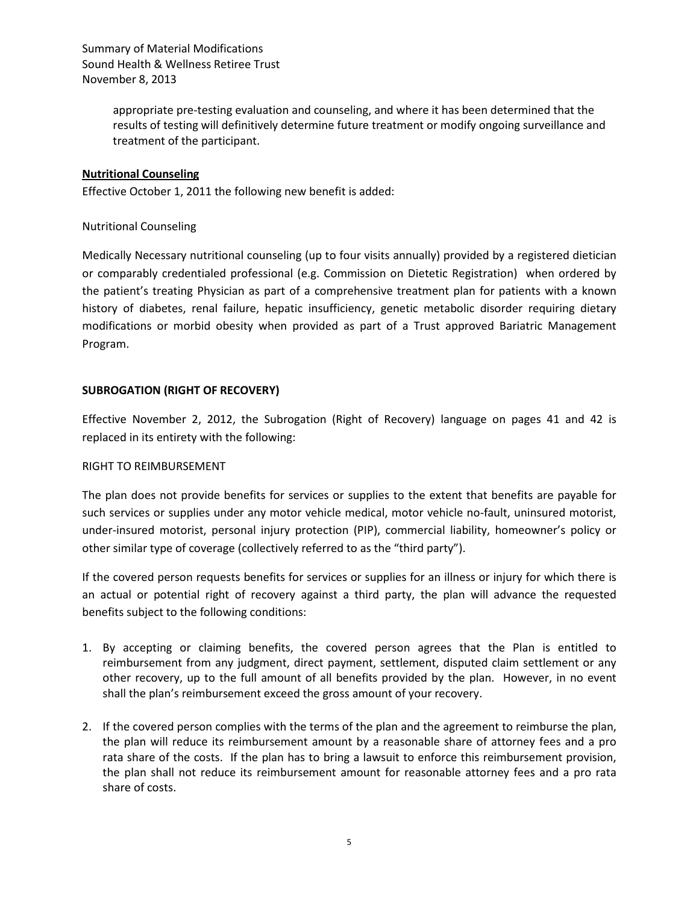appropriate pre-testing evaluation and counseling, and where it has been determined that the results of testing will definitively determine future treatment or modify ongoing surveillance and treatment of the participant.

**Nutritional Counseling**

Effective October 1, 2011 the following new benefit is added:

Nutritional Counseling

Medically Necessary nutritional counseling (up to four visits annually) provided by a registered dietician or comparably credentialed professional (e.g. Commission on Dietetic Registration) when ordered by the patient's treating Physician as part of a comprehensive treatment plan for patients with a known history of diabetes, renal failure, hepatic insufficiency, genetic metabolic disorder requiring dietary modifications or morbid obesity when provided as part of a Trust approved Bariatric Management Program.

**SUBROGATION (RIGHT OF RECOVERY)**

Effective November 2, 2012, the Subrogation (Right of Recovery) language on pages 41 and 42 is replaced in its entirety with the following:

RIGHT TO REIMBURSEMENT

The plan does not provide benefits for services or supplies to the extent that benefits are payable for such services or supplies under any motor vehicle medical, motor vehicle no-fault, uninsured motorist, under-insured motorist, personal injury protection (PIP), commercial liability, homeowner's policy or other similar type of coverage (collectively referred to as the "third party").

If the covered person requests benefits for services or supplies for an illness or injury for which there is an actual or potential right of recovery against a third party, the plan will advance the requested benefits subject to the following conditions:

1. By accepting or claiming benefits, the covered person agrees that the Plan is entitled to reimbursement from any judgment, direct payment, settlement, disputed claim settlement or any other recovery, up to the full amount of all benefits provided by the plan. However, in no event shall the plan's reimbursement exceed the gross amount of your recovery.
2. If the covered person complies with the terms of the plan and the agreement to reimburse the plan, the plan will reduce its reimbursement amount by a reasonable share of attorney fees and a pro rata share of the costs. If the plan has to bring a lawsuit to enforce this reimbursement provision, the plan shall not reduce its reimbursement amount for reasonable attorney fees and a pro rata share of costs.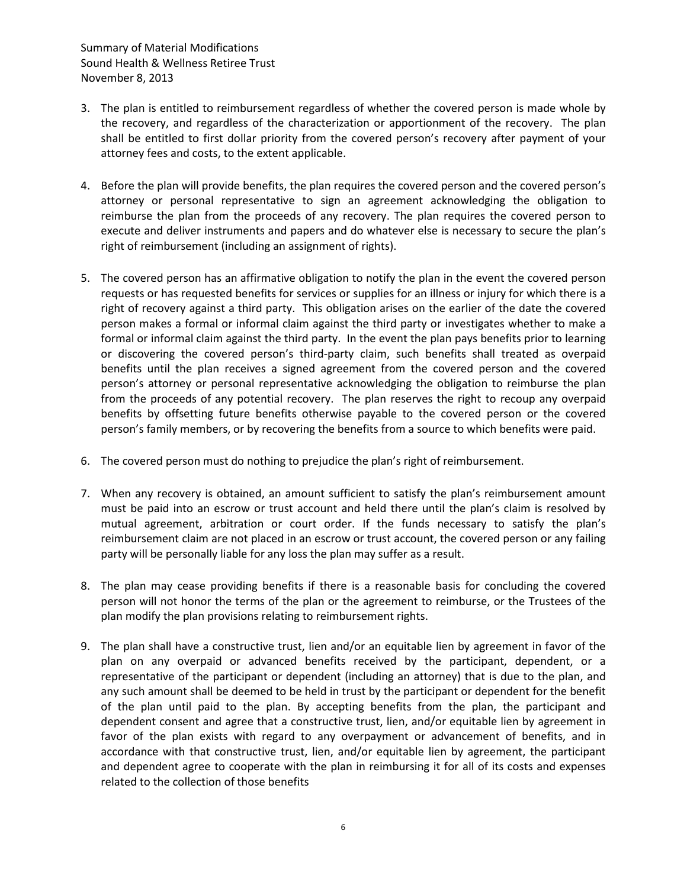3. The plan is entitled to reimbursement regardless of whether the covered person is made whole by the recovery, and regardless of the characterization or apportionment of the recovery. The plan shall be entitled to first dollar priority from the covered person's recovery after payment of your attorney fees and costs, to the extent applicable.

4. Before the plan will provide benefits, the plan requires the covered person and the covered person's attorney or personal representative to sign an agreement acknowledging the obligation to reimburse the plan from the proceeds of any recovery. The plan requires the covered person to execute and deliver instruments and papers and do whatever else is necessary to secure the plan's right of reimbursement (including an assignment of rights).

5. The covered person has an affirmative obligation to notify the plan in the event the covered person requests or has requested benefits for services or supplies for an illness or injury for which there is a right of recovery against a third party. This obligation arises on the earlier of the date the covered person makes a formal or informal claim against the third party or investigates whether to make a formal or informal claim against the third party. In the event the plan pays benefits prior to learning or discovering the covered person's third-party claim, such benefits shall treated as overpaid benefits until the plan receives a signed agreement from the covered person and the covered person's attorney or personal representative acknowledging the obligation to reimburse the plan from the proceeds of any potential recovery. The plan reserves the right to recoup any overpaid benefits by offsetting future benefits otherwise payable to the covered person or the covered person's family members, or by recovering the benefits from a source to which benefits were paid.

6. The covered person must do nothing to prejudice the plan's right of reimbursement.

7. When any recovery is obtained, an amount sufficient to satisfy the plan's reimbursement amount must be paid into an escrow or trust account and held there until the plan's claim is resolved by mutual agreement, arbitration or court order. If the funds necessary to satisfy the plan's reimbursement claim are not placed in an escrow or trust account, the covered person or any failing party will be personally liable for any loss the plan may suffer as a result.

8. The plan may cease providing benefits if there is a reasonable basis for concluding the covered person will not honor the terms of the plan or the agreement to reimburse, or the Trustees of the plan modify the plan provisions relating to reimbursement rights.

9. The plan shall have a constructive trust, lien and/or an equitable lien by agreement in favor of the plan on any overpaid or advanced benefits received by the participant, dependent, or a representative of the participant or dependent (including an attorney) that is due to the plan, and any such amount shall be deemed to be held in trust by the participant or dependent for the benefit of the plan until paid to the plan. By accepting benefits from the plan, the participant and dependent consent and agree that a constructive trust, lien, and/or equitable lien by agreement in favor of the plan exists with regard to any overpayment or advancement of benefits, and in accordance with that constructive trust, lien, and/or equitable lien by agreement, the participant and dependent agree to cooperate with the plan in reimbursing it for all of its costs and expenses related to the collection of those benefits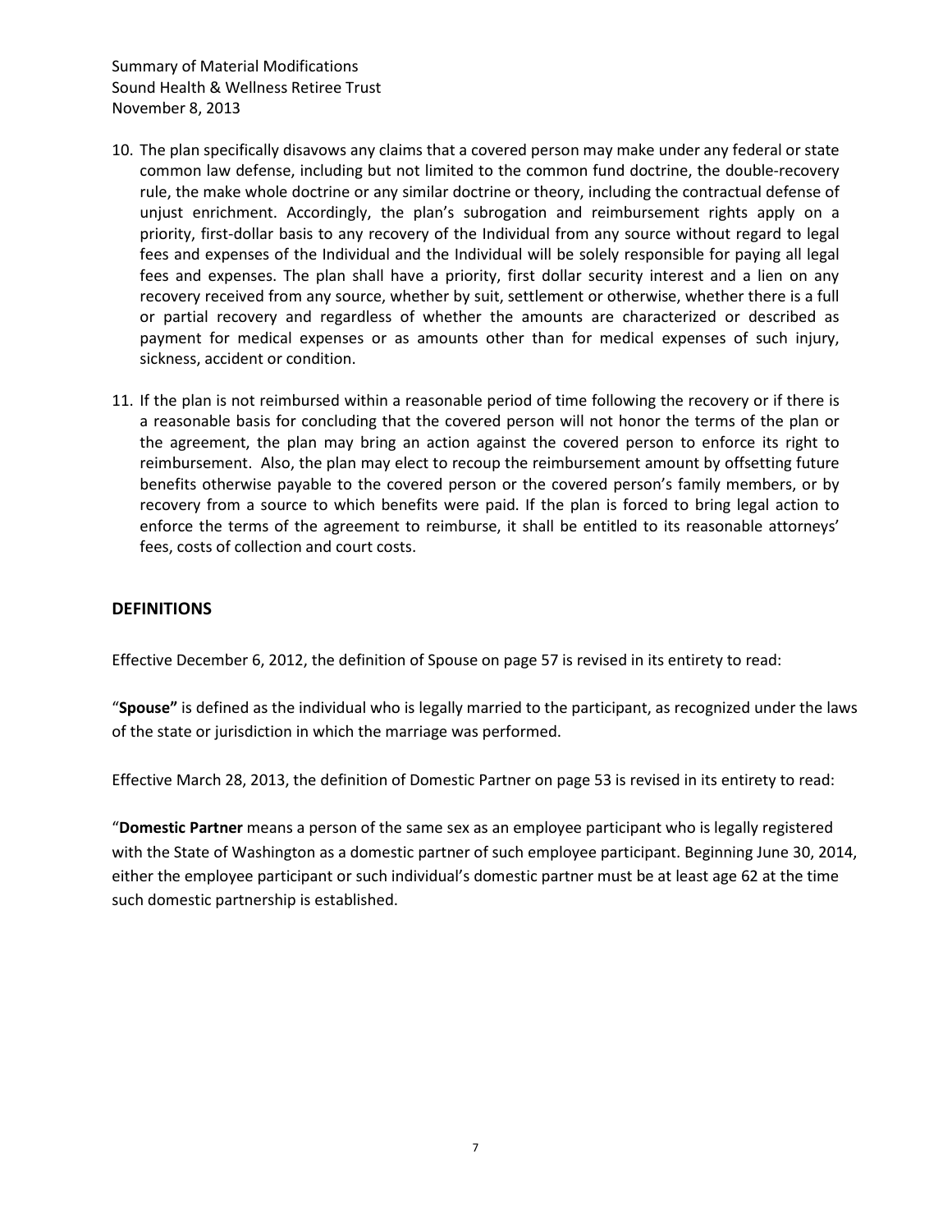10. The plan specifically disavows any claims that a covered person may make under any federal or state common law defense, including but not limited to the common fund doctrine, the double-recovery rule, the make whole doctrine or any similar doctrine or theory, including the contractual defense of unjust enrichment. Accordingly, the plan's subrogation and reimbursement rights apply on a priority, first-dollar basis to any recovery of the Individual from any source without regard to legal fees and expenses of the Individual and the Individual will be solely responsible for paying all legal fees and expenses. The plan shall have a priority, first dollar security interest and a lien on any recovery received from any source, whether by suit, settlement or otherwise, whether there is a full or partial recovery and regardless of whether the amounts are characterized or described as payment for medical expenses or as amounts other than for medical expenses of such injury, sickness, accident or condition.

11. If the plan is not reimbursed within a reasonable period of time following the recovery or if there is a reasonable basis for concluding that the covered person will not honor the terms of the plan or the agreement, the plan may bring an action against the covered person to enforce its right to reimbursement. Also, the plan may elect to recoup the reimbursement amount by offsetting future benefits otherwise payable to the covered person or the covered person's family members, or by recovery from a source to which benefits were paid. If the plan is forced to bring legal action to enforce the terms of the agreement to reimburse, it shall be entitled to its reasonable attorneys' fees, costs of collection and court costs.

## DEFINITIONS

Effective December 6, 2012, the definition of Spouse on page 57 is revised in its entirety to read:

"**Spouse"** is defined as the individual who is legally married to the participant, as recognized under the laws of the state or jurisdiction in which the marriage was performed.

Effective March 28, 2013, the definition of Domestic Partner on page 53 is revised in its entirety to read:

"**Domestic Partner** means a person of the same sex as an employee participant who is legally registered with the State of Washington as a domestic partner of such employee participant. Beginning June 30, 2014, either the employee participant or such individual's domestic partner must be at least age 62 at the time such domestic partnership is established.